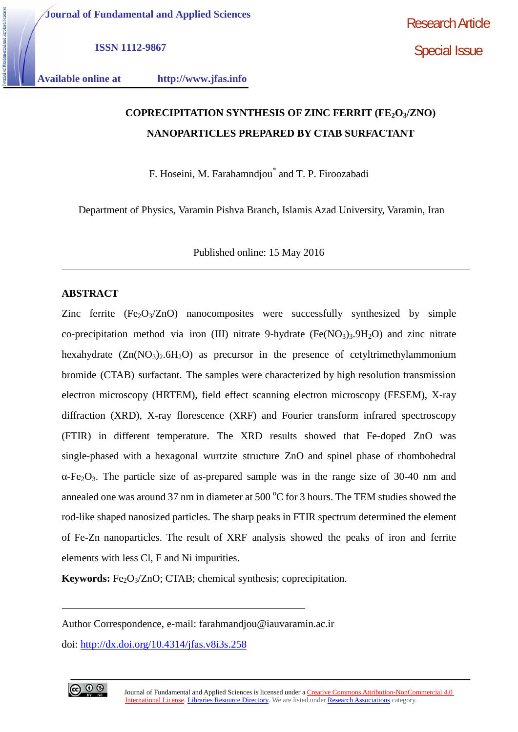Journal of Fundamental and Applied Sciences

ISSN 1112-9867

Available online at http://www.jfas.info

Research Article

Special Issue

# COPRECIPITATION SYNTHESIS OF ZINC FERRIT ($FE_2O_3$/ZNO) NANOPARTICLES PREPARED BY CTAB SURFACTANT

F. Hoseini, M. Farahamndjou* and T. P. Firoozabadi

Department of Physics, Varamin Pishva Branch, Islamis Azad University, Varamin, Iran

Published online: 15 May 2016

## ABSTRACT

Zinc ferrite ($Fe_2O_3$/ZnO) nanocomposites were successfully synthesized by simple co-precipitation method via iron (III) nitrate 9-hydrate ($Fe(NO_3)_3.9H_2O$) and zinc nitrate hexahydrate ($Zn(NO_3)_2.6H_2O$) as precursor in the presence of cetyltrimethylammonium bromide (CTAB) surfactant. The samples were characterized by high resolution transmission electron microscopy (HRTEM), field effect scanning electron microscopy (FESEM), X-ray diffraction (XRD), X-ray florescence (XRF) and Fourier transform infrared spectroscopy (FTIR) in different temperature. The XRD results showed that Fe-doped ZnO was single-phased with a hexagonal wurtzite structure ZnO and spinel phase of rhombohedral α-$Fe_2O_3$. The particle size of as-prepared sample was in the range size of 30-40 nm and annealed one was around 37 nm in diameter at 500 $^{o}$C for 3 hours. The TEM studies showed the rod-like shaped nanosized particles. The sharp peaks in FTIR spectrum determined the element of Fe-Zn nanoparticles. The result of XRF analysis showed the peaks of iron and ferrite elements with less Cl, F and Ni impurities.

**Keywords:** $Fe_2O_3$/ZnO; CTAB; chemical synthesis; coprecipitation.

---

Author Correspondence, e-mail: farahmandjou@iauvaramin.ac.ir

doi: http://dx.doi.org/10.4314/jfas.v8i3s.258

Journal of Fundamental and Applied Sciences is licensed under a Creative Commons Attribution-NonCommercial 4.0 International License. Libraries Resource Directory. We are listed under Research Associations category.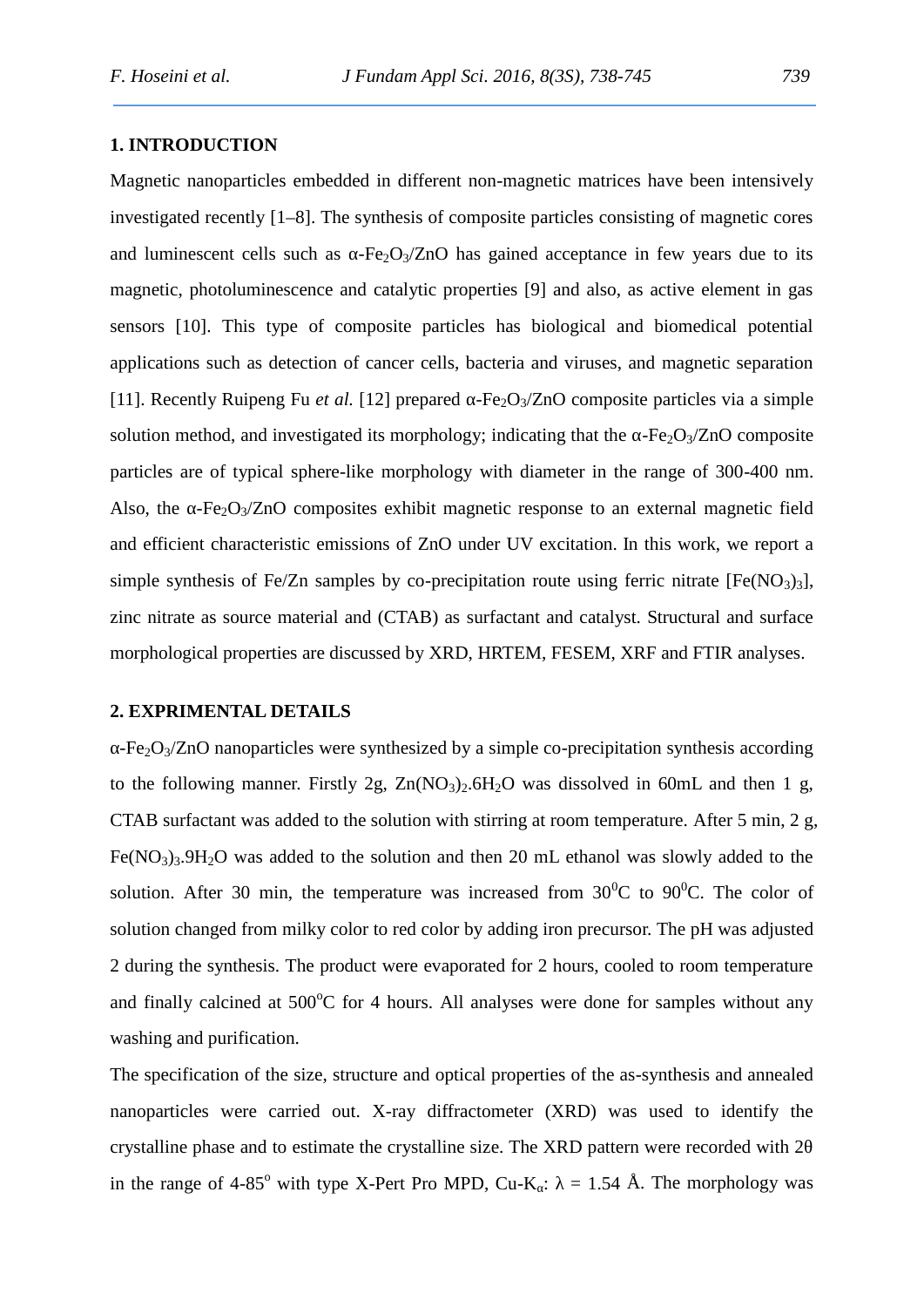## 1. INTRODUCTION

Magnetic nanoparticles embedded in different non-magnetic matrices have been intensively investigated recently [1–8]. The synthesis of composite particles consisting of magnetic cores and luminescent cells such as α-$Fe_2O_3$/ZnO has gained acceptance in few years due to its magnetic, photoluminescence and catalytic properties [9] and also, as active element in gas sensors [10]. This type of composite particles has biological and biomedical potential applications such as detection of cancer cells, bacteria and viruses, and magnetic separation [11]. Recently Ruipeng Fu *et al.* [12] prepared α-$Fe_2O_3$/ZnO composite particles via a simple solution method, and investigated its morphology; indicating that the α-$Fe_2O_3$/ZnO composite particles are of typical sphere-like morphology with diameter in the range of 300-400 nm. Also, the α-$Fe_2O_3$/ZnO composites exhibit magnetic response to an external magnetic field and efficient characteristic emissions of ZnO under UV excitation. In this work, we report a simple synthesis of Fe/Zn samples by co-precipitation route using ferric nitrate [$Fe(NO_3)_3$], zinc nitrate as source material and (CTAB) as surfactant and catalyst. Structural and surface morphological properties are discussed by XRD, HRTEM, FESEM, XRF and FTIR analyses.

## 2. EXPRIMENTAL DETAILS

α-$Fe_2O_3$/ZnO nanoparticles were synthesized by a simple co-precipitation synthesis according to the following manner. Firstly 2g, $Zn(NO_3)_2.6H_2O$ was dissolved in 60mL and then 1 g, CTAB surfactant was added to the solution with stirring at room temperature. After 5 min, 2 g, $Fe(NO_3)_3.9H_2O$ was added to the solution and then 20 mL ethanol was slowly added to the solution. After 30 min, the temperature was increased from $30^0$C to $90^0$C. The color of solution changed from milky color to red color by adding iron precursor. The pH was adjusted 2 during the synthesis. The product were evaporated for 2 hours, cooled to room temperature and finally calcined at $500^o$C for 4 hours. All analyses were done for samples without any washing and purification.

The specification of the size, structure and optical properties of the as-synthesis and annealed nanoparticles were carried out. X-ray diffractometer (XRD) was used to identify the crystalline phase and to estimate the crystalline size. The XRD pattern were recorded with 2θ in the range of 4-$85^o$ with type X-Pert Pro MPD, Cu-$K_α$: λ = 1.54 Å. The morphology was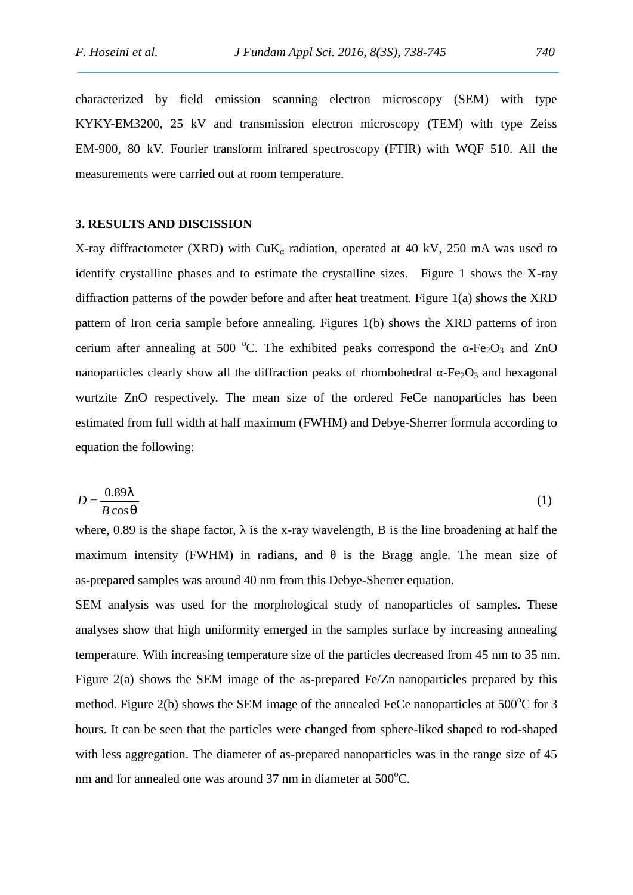characterized by field emission scanning electron microscopy (SEM) with type KYKY-EM3200, 25 kV and transmission electron microscopy (TEM) with type Zeiss EM-900, 80 kV. Fourier transform infrared spectroscopy (FTIR) with WQF 510. All the measurements were carried out at room temperature.

## 3. RESULTS AND DISCISSION

X-ray diffractometer (XRD) with $CuK_{\alpha}$ radiation, operated at 40 kV, 250 mA was used to identify crystalline phases and to estimate the crystalline sizes. Figure 1 shows the X-ray diffraction patterns of the powder before and after heat treatment. Figure 1(a) shows the XRD pattern of Iron ceria sample before annealing. Figures 1(b) shows the XRD patterns of iron cerium after annealing at 500 $^{o}$C. The exhibited peaks correspond the α-$Fe_2O_3$ and ZnO nanoparticles clearly show all the diffraction peaks of rhombohedral α-$Fe_2O_3$ and hexagonal wurtzite ZnO respectively. The mean size of the ordered FeCe nanoparticles has been estimated from full width at half maximum (FWHM) and Debye-Sherrer formula according to equation the following:

$$D = \frac{0.89\lambda}{B\cos\theta} \tag{1}$$

where, 0.89 is the shape factor, λ is the x-ray wavelength, B is the line broadening at half the maximum intensity (FWHM) in radians, and θ is the Bragg angle. The mean size of as-prepared samples was around 40 nm from this Debye-Sherrer equation.

SEM analysis was used for the morphological study of nanoparticles of samples. These analyses show that high uniformity emerged in the samples surface by increasing annealing temperature. With increasing temperature size of the particles decreased from 45 nm to 35 nm. Figure 2(a) shows the SEM image of the as-prepared Fe/Zn nanoparticles prepared by this method. Figure 2(b) shows the SEM image of the annealed FeCe nanoparticles at 500$^{o}$C for 3 hours. It can be seen that the particles were changed from sphere-liked shaped to rod-shaped with less aggregation. The diameter of as-prepared nanoparticles was in the range size of 45 nm and for annealed one was around 37 nm in diameter at 500$^{o}$C.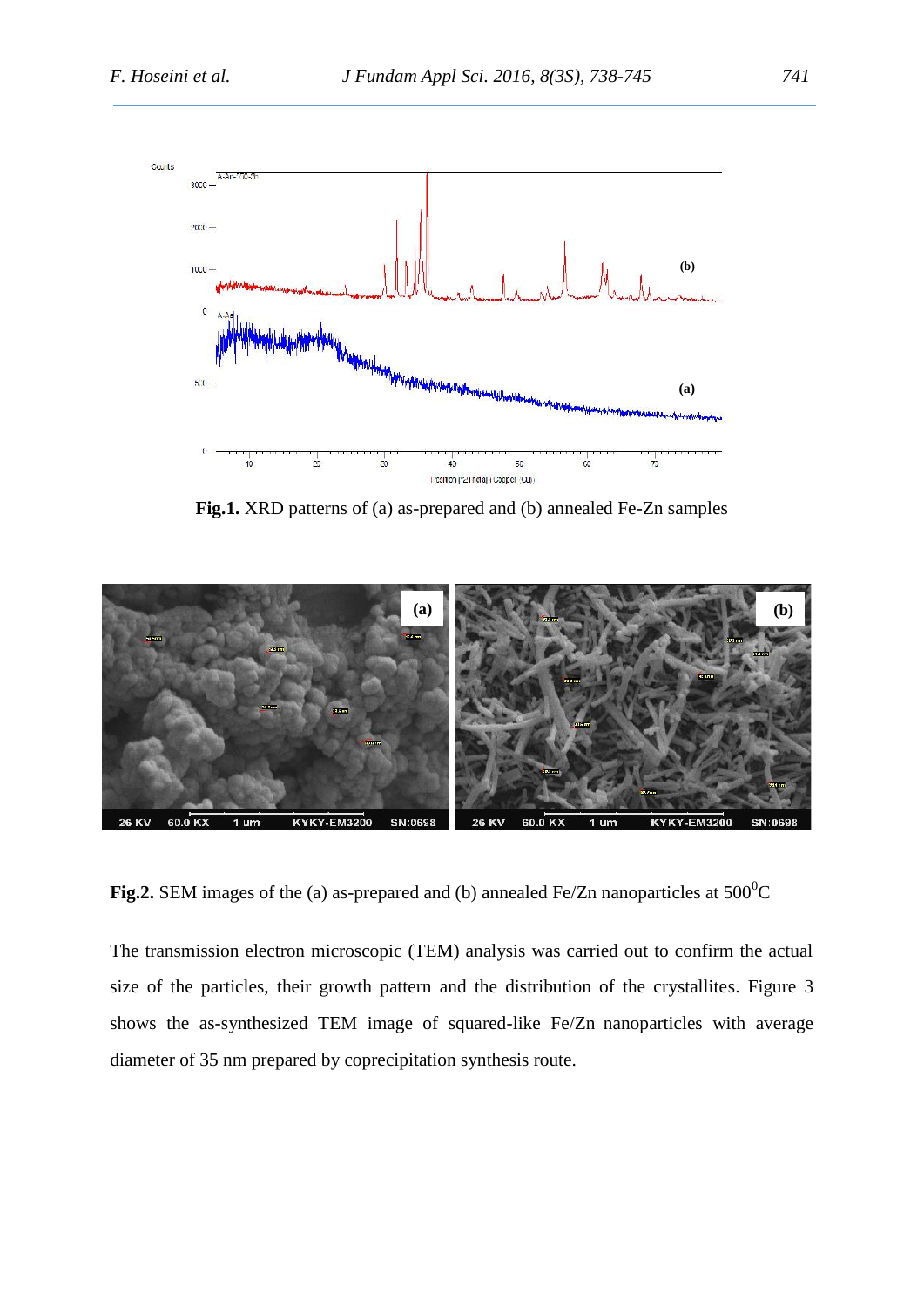**Fig.1.** XRD patterns of (a) as-prepared and (b) annealed Fe-Zn samples

**Fig.2.** SEM images of the (a) as-prepared and (b) annealed Fe/Zn nanoparticles at $500^0$C

The transmission electron microscopic (TEM) analysis was carried out to confirm the actual size of the particles, their growth pattern and the distribution of the crystallites. Figure 3 shows the as-synthesized TEM image of squared-like Fe/Zn nanoparticles with average diameter of 35 nm prepared by coprecipitation synthesis route.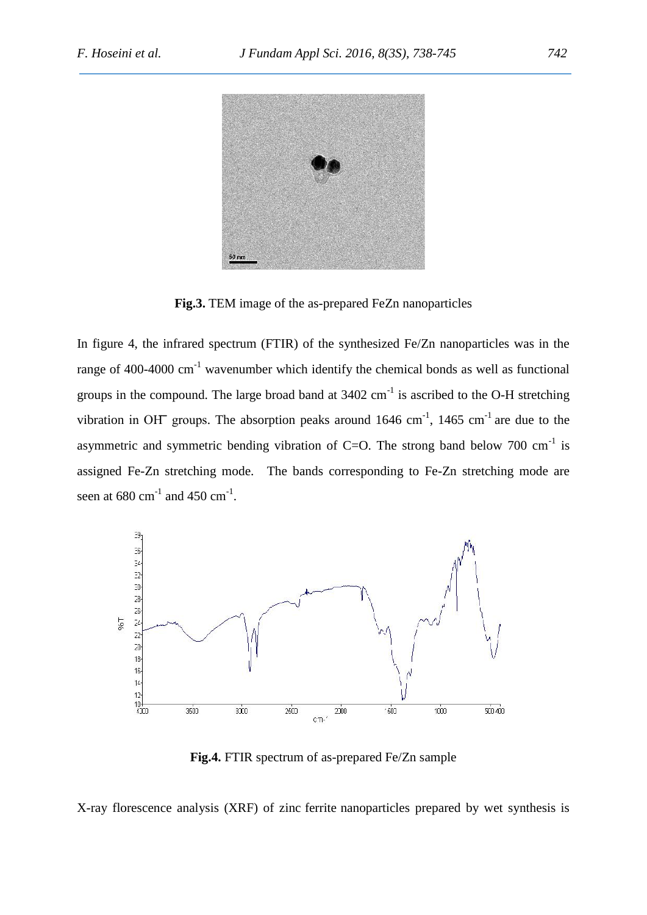**Fig.3.** TEM image of the as-prepared FeZn nanoparticles

In figure 4, the infrared spectrum (FTIR) of the synthesized Fe/Zn nanoparticles was in the range of 400-4000 $cm^{-1}$ wavenumber which identify the chemical bonds as well as functional groups in the compound. The large broad band at 3402 $cm^{-1}$ is ascribed to the O-H stretching vibration in $OH^-$ groups. The absorption peaks around 1646 $cm^{-1}$, 1465 $cm^{-1}$ are due to the asymmetric and symmetric bending vibration of C=O. The strong band below 700 $cm^{-1}$ is assigned Fe-Zn stretching mode. The bands corresponding to Fe-Zn stretching mode are seen at 680 $cm^{-1}$ and 450 $cm^{-1}$.

**Fig.4.** FTIR spectrum of as-prepared Fe/Zn sample

X-ray florescence analysis (XRF) of zinc ferrite nanoparticles prepared by wet synthesis is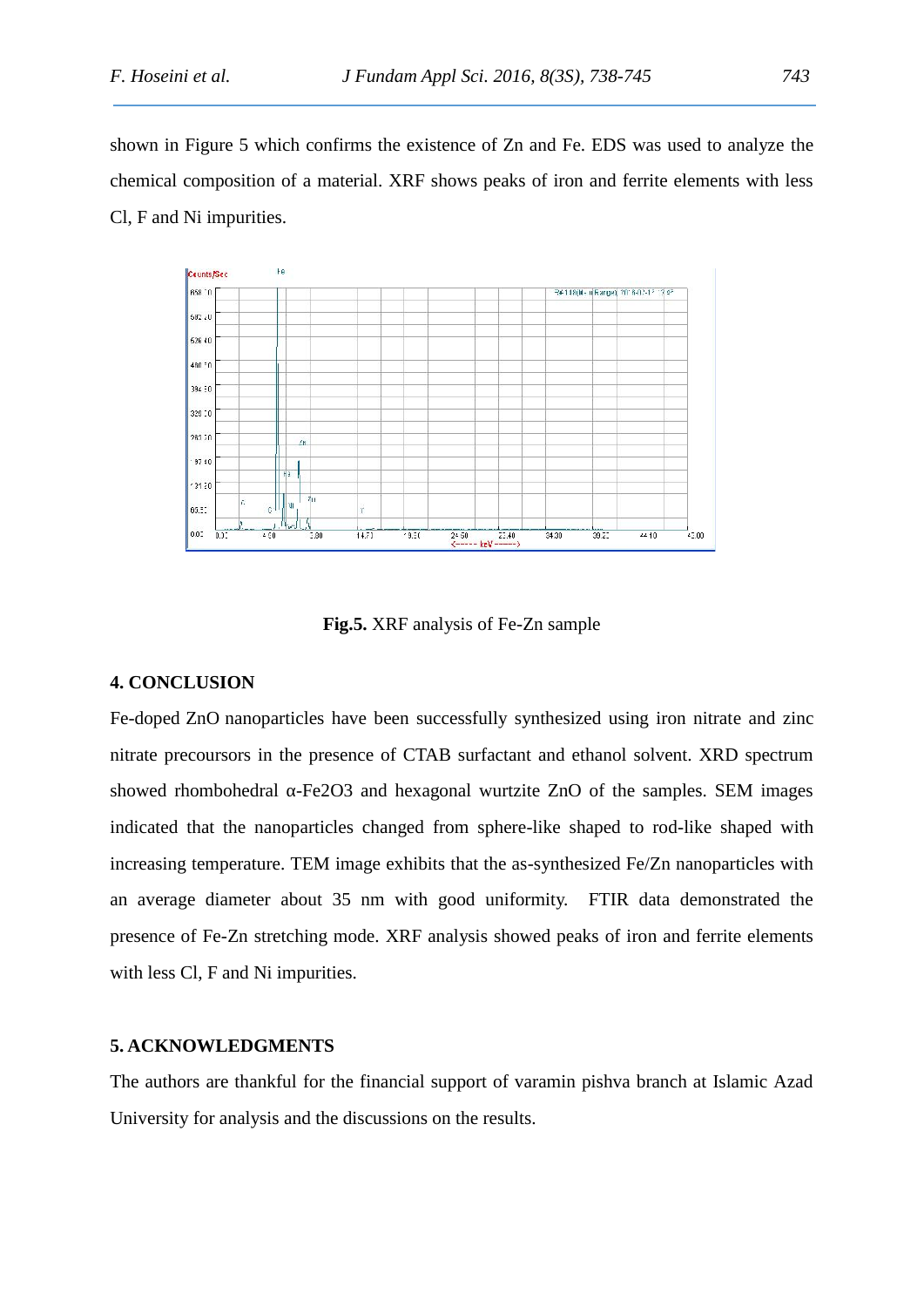shown in Figure 5 which confirms the existence of Zn and Fe. EDS was used to analyze the chemical composition of a material. XRF shows peaks of iron and ferrite elements with less Cl, F and Ni impurities.

**Fig.5.** XRF analysis of Fe-Zn sample

## 4. CONCLUSION

Fe-doped ZnO nanoparticles have been successfully synthesized using iron nitrate and zinc nitrate precoursors in the presence of CTAB surfactant and ethanol solvent. XRD spectrum showed rhombohedral α-$Fe_2O_3$ and hexagonal wurtzite ZnO of the samples. SEM images indicated that the nanoparticles changed from sphere-like shaped to rod-like shaped with increasing temperature. TEM image exhibits that the as-synthesized Fe/Zn nanoparticles with an average diameter about 35 nm with good uniformity. FTIR data demonstrated the presence of Fe-Zn stretching mode. XRF analysis showed peaks of iron and ferrite elements with less Cl, F and Ni impurities.

## 5. ACKNOWLEDGMENTS

The authors are thankful for the financial support of varamin pishva branch at Islamic Azad University for analysis and the discussions on the results.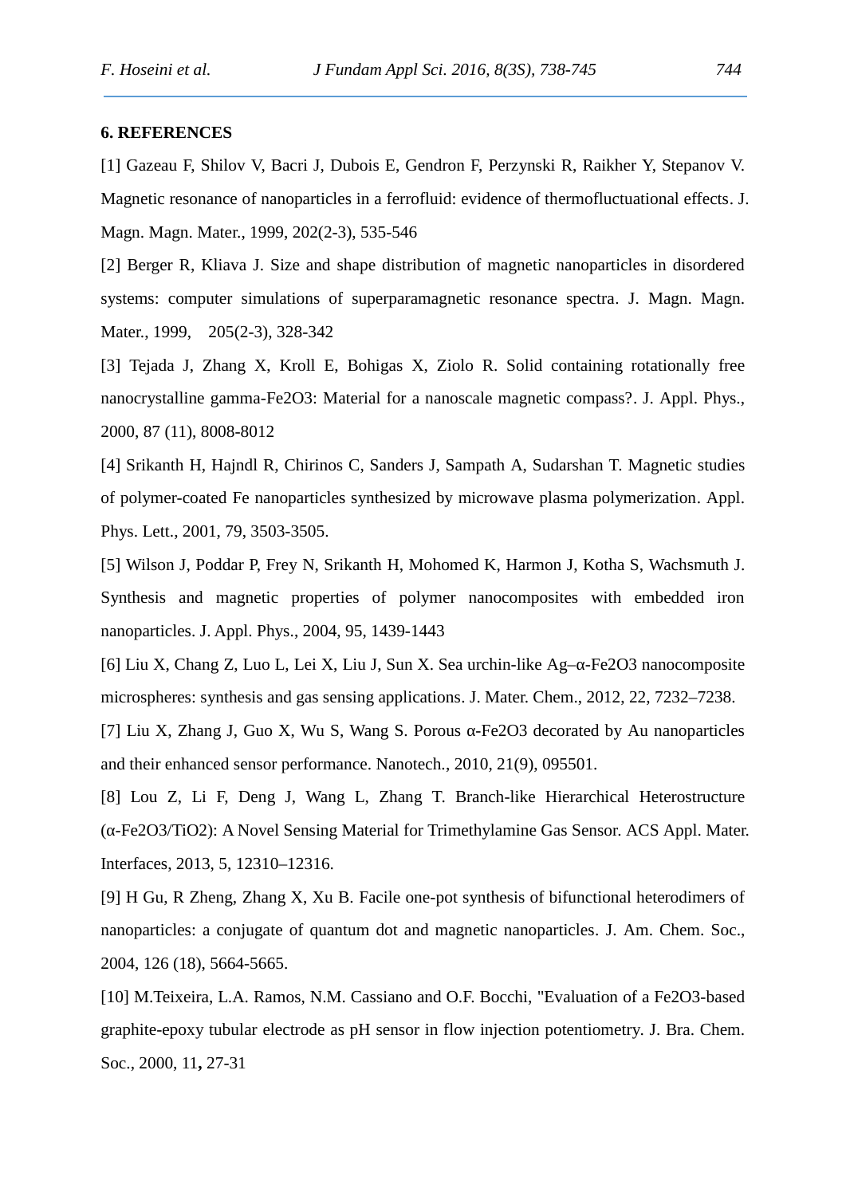## 6. REFERENCES

[1] Gazeau F, Shilov V, Bacri J, Dubois E, Gendron F, Perzynski R, Raikher Y, Stepanov V. Magnetic resonance of nanoparticles in a ferrofluid: evidence of thermofluctuational effects. J. Magn. Magn. Mater., 1999, 202(2-3), 535-546

[2] Berger R, Kliava J. Size and shape distribution of magnetic nanoparticles in disordered systems: computer simulations of superparamagnetic resonance spectra. J. Magn. Magn. Mater., 1999, 205(2-3), 328-342

[3] Tejada J, Zhang X, Kroll E, Bohigas X, Ziolo R. Solid containing rotationally free nanocrystalline gamma-$Fe_2O_3$: Material for a nanoscale magnetic compass?. J. Appl. Phys., 2000, 87 (11), 8008-8012

[4] Srikanth H, Hajndl R, Chirinos C, Sanders J, Sampath A, Sudarshan T. Magnetic studies of polymer-coated Fe nanoparticles synthesized by microwave plasma polymerization. Appl. Phys. Lett., 2001, 79, 3503-3505.

[5] Wilson J, Poddar P, Frey N, Srikanth H, Mohomed K, Harmon J, Kotha S, Wachsmuth J. Synthesis and magnetic properties of polymer nanocomposites with embedded iron nanoparticles. J. Appl. Phys., 2004, 95, 1439-1443

[6] Liu X, Chang Z, Luo L, Lei X, Liu J, Sun X. Sea urchin-like Ag–α-$Fe_2O_3$ nanocomposite microspheres: synthesis and gas sensing applications. J. Mater. Chem., 2012, 22, 7232–7238.

[7] Liu X, Zhang J, Guo X, Wu S, Wang S. Porous α-$Fe_2O_3$ decorated by Au nanoparticles and their enhanced sensor performance. Nanotech., 2010, 21(9), 095501.

[8] Lou Z, Li F, Deng J, Wang L, Zhang T. Branch-like Hierarchical Heterostructure (α-$Fe_2O_3$/$TiO_2$): A Novel Sensing Material for Trimethylamine Gas Sensor. ACS Appl. Mater. Interfaces, 2013, 5, 12310–12316.

[9] H Gu, R Zheng, Zhang X, Xu B. Facile one-pot synthesis of bifunctional heterodimers of nanoparticles: a conjugate of quantum dot and magnetic nanoparticles. J. Am. Chem. Soc., 2004, 126 (18), 5664-5665.

[10] M.Teixeira, L.A. Ramos, N.M. Cassiano and O.F. Bocchi, "Evaluation of a $Fe_2O_3$-based graphite-epoxy tubular electrode as pH sensor in flow injection potentiometry. J. Bra. Chem. Soc., 2000, 11**,** 27-31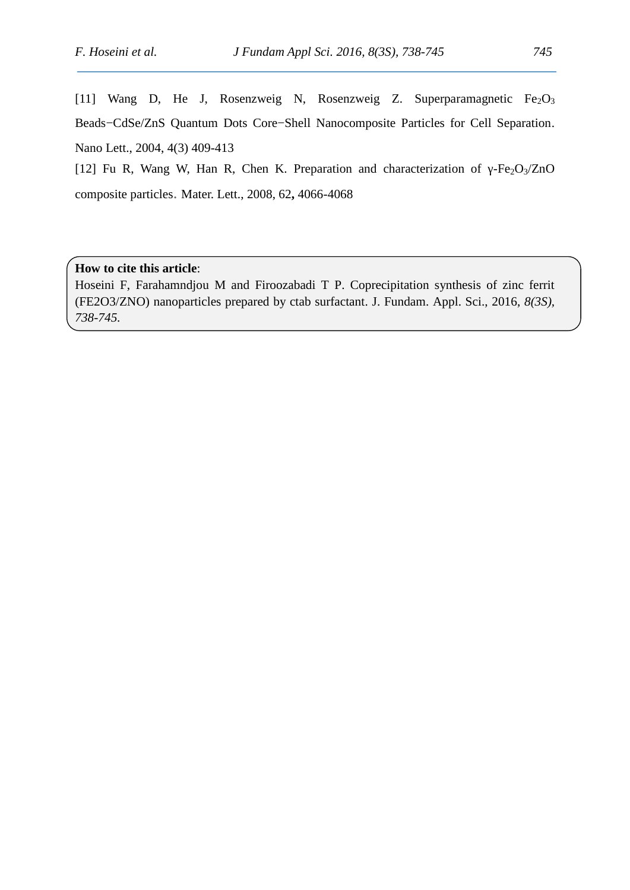[11] Wang D, He J, Rosenzweig N, Rosenzweig Z. Superparamagnetic $Fe_2O_3$ Beads−CdSe/ZnS Quantum Dots Core−Shell Nanocomposite Particles for Cell Separation. Nano Lett., 2004, 4(3) 409-413

[12] Fu R, Wang W, Han R, Chen K. Preparation and characterization of γ-$Fe_2O_3$/ZnO composite particles. Mater. Lett., 2008, 62**,** 4066-4068

**How to cite this article**:
Hoseini F, Farahamndjou M and Firoozabadi T P. Coprecipitation synthesis of zinc ferrit (FE2O3/ZNO) nanoparticles prepared by ctab surfactant. J. Fundam. Appl. Sci., 2016, *8(3S), 738-745*.